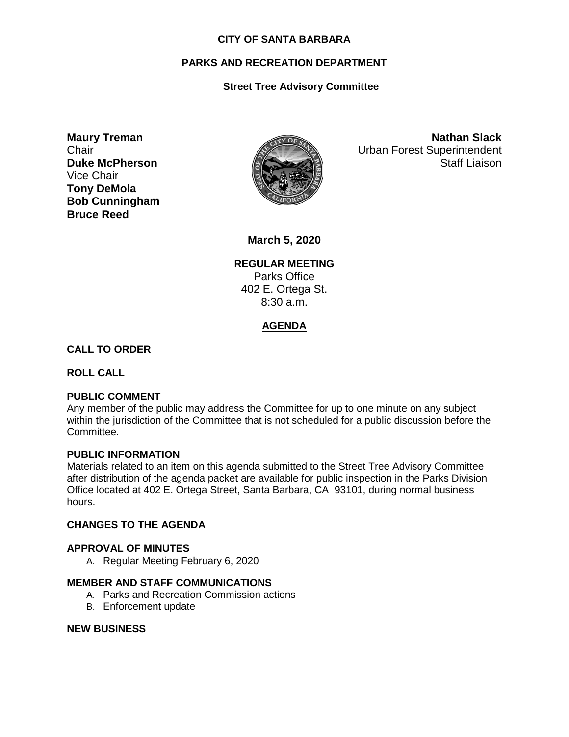**CITY OF SANTA BARBARA**

**PARKS AND RECREATION DEPARTMENT**

**Street Tree Advisory Committee**

**Maury Treman**
Chair
**Duke McPherson**
Vice Chair
**Tony DeMola**
**Bob Cunningham**
**Bruce Reed**

**Nathan Slack**
Urban Forest Superintendent
Staff Liaison

**March 5, 2020**

**REGULAR MEETING**
Parks Office
402 E. Ortega St.
8:30 a.m.

## AGENDA

**CALL TO ORDER**

**ROLL CALL**

**PUBLIC COMMENT**
Any member of the public may address the Committee for up to one minute on any subject within the jurisdiction of the Committee that is not scheduled for a public discussion before the Committee.

**PUBLIC INFORMATION**
Materials related to an item on this agenda submitted to the Street Tree Advisory Committee after distribution of the agenda packet are available for public inspection in the Parks Division Office located at 402 E. Ortega Street, Santa Barbara, CA 93101, during normal business hours.

**CHANGES TO THE AGENDA**

**APPROVAL OF MINUTES**

A. Regular Meeting February 6, 2020

**MEMBER AND STAFF COMMUNICATIONS**

A. Parks and Recreation Commission actions
B. Enforcement update

**NEW BUSINESS**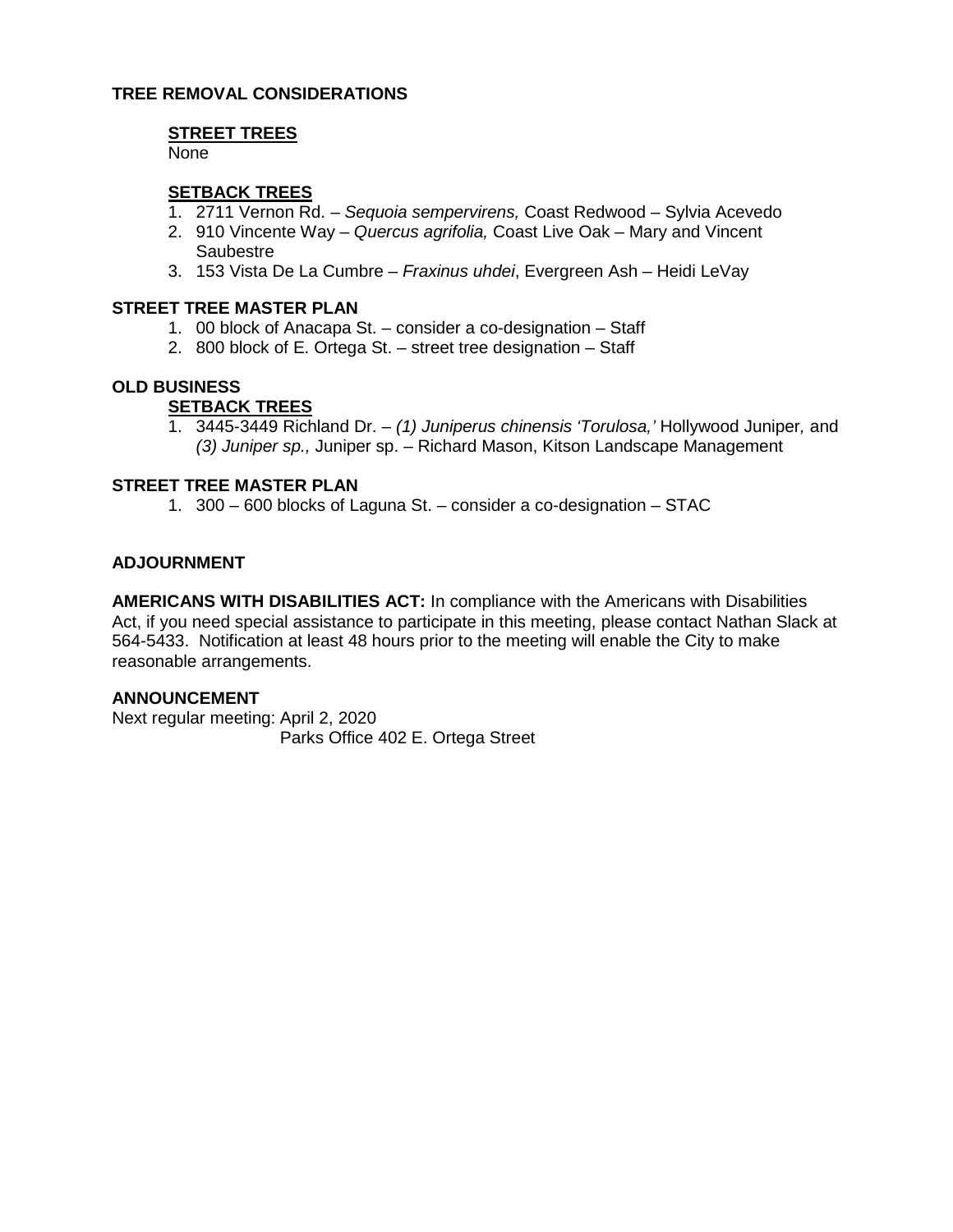**TREE REMOVAL CONSIDERATIONS**

**STREET TREES**

None

**SETBACK TREES**

1. 2711 Vernon Rd. – *Sequoia sempervirens,* Coast Redwood – Sylvia Acevedo
2. 910 Vincente Way – *Quercus agrifolia,* Coast Live Oak – Mary and Vincent Saubestre
3. 153 Vista De La Cumbre – *Fraxinus uhdei*, Evergreen Ash – Heidi LeVay

**STREET TREE MASTER PLAN**

1. 00 block of Anacapa St. – consider a co-designation – Staff
2. 800 block of E. Ortega St. – street tree designation – Staff

**OLD BUSINESS**

**SETBACK TREES**

1. 3445-3449 Richland Dr. – *(1) Juniperus chinensis 'Torulosa,'* Hollywood Juniper*,* and *(3) Juniper sp.,* Juniper sp. – Richard Mason, Kitson Landscape Management

**STREET TREE MASTER PLAN**

1. 300 – 600 blocks of Laguna St. – consider a co-designation – STAC

**ADJOURNMENT**

**AMERICANS WITH DISABILITIES ACT:** In compliance with the Americans with Disabilities Act, if you need special assistance to participate in this meeting, please contact Nathan Slack at 564-5433. Notification at least 48 hours prior to the meeting will enable the City to make reasonable arrangements.

**ANNOUNCEMENT**

Next regular meeting: April 2, 2020
Parks Office 402 E. Ortega Street